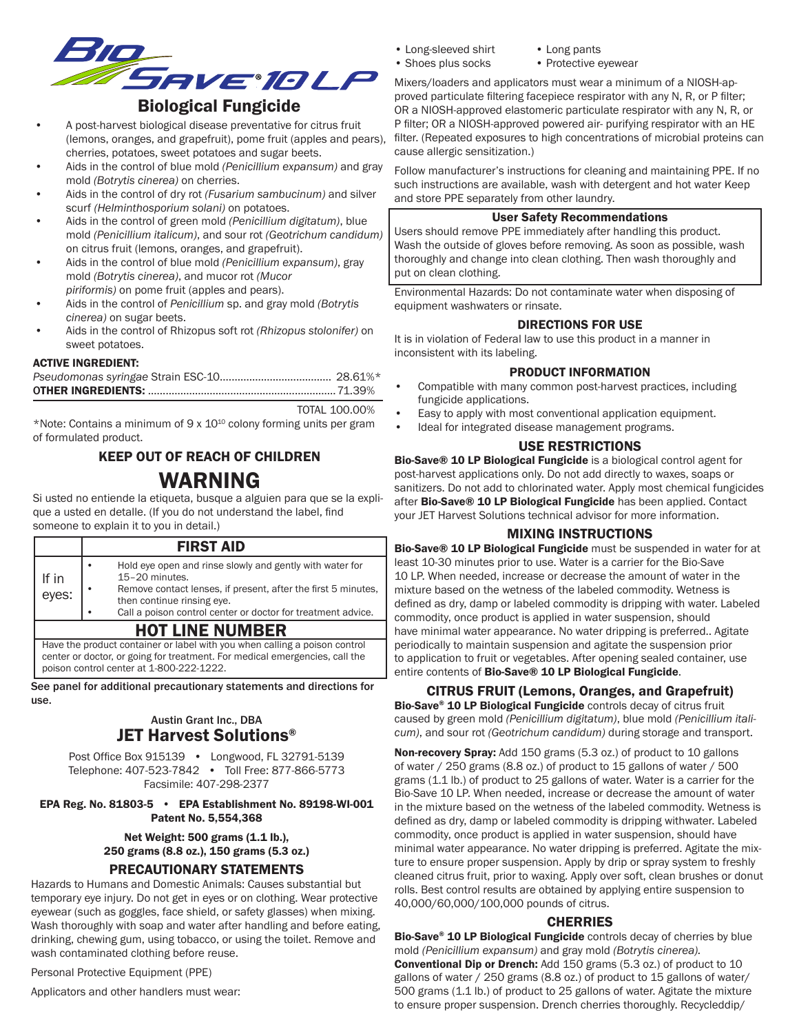# Bio-Save® 10 LP

## Biological Fungicide

- A post-harvest biological disease preventative for citrus fruit (lemons, oranges, and grapefruit), pome fruit (apples and pears), cherries, potatoes, sweet potatoes and sugar beets.
- Aids in the control of blue mold *(Penicillium expansum)* and gray mold *(Botrytis cinerea)* on cherries.
- Aids in the control of dry rot *(Fusarium sambucinum)* and silver scurf *(Helminthosporium solani)* on potatoes.
- Aids in the control of green mold *(Penicillium digitatum)*, blue mold *(Penicillium italicum)*, and sour rot *(Geotrichum candidum)* on citrus fruit (lemons, oranges, and grapefruit).
- Aids in the control of blue mold *(Penicillium expansum)*, gray mold *(Botrytis cinerea)*, and mucor rot *(Mucor piriformis)* on pome fruit (apples and pears).
- Aids in the control of *Penicillium* sp. and gray mold *(Botrytis cinerea)* on sugar beets.
- Aids in the control of Rhizopus soft rot *(Rhizopus stolonifer)* on sweet potatoes.

**ACTIVE INGREDIENT:**

*Pseudomonas syringae* Strain ESC-10...................................... 28.61%*
**OTHER INGREDIENTS:** ............................................................. 71.39%
TOTAL 100.00%

*Note: Contains a minimum of $9 \times 10^{10}$ colony forming units per gram of formulated product.

### KEEP OUT OF REACH OF CHILDREN

# WARNING

Si usted no entiende la etiqueta, busque a alguien para que se la explique a usted en detalle. (If you do not understand the label, find someone to explain it to you in detail.)

| | FIRST AID |
|---|---|
| If in eyes: | • Hold eye open and rinse slowly and gently with water for 15–20 minutes.<br>• Remove contact lenses, if present, after the first 5 minutes, then continue rinsing eye.<br>• Call a poison control center or doctor for treatment advice. |
| **HOT LINE NUMBER** | |
| Have the product container or label with you when calling a poison control center or doctor, or going for treatment. For medical emergencies, call the poison control center at 1-800-222-1222. | |

**See panel for additional precautionary statements and directions for use.**

Austin Grant Inc., DBA
**JET Harvest Solutions®**

Post Office Box 915139 • Longwood, FL 32791-5139
Telephone: 407-523-7842 • Toll Free: 877-866-5773
Facsimile: 407-298-2377

**EPA Reg. No. 81803-5 • EPA Establishment No. 89198-WI-001**
**Patent No. 5,554,368**

**Net Weight: 500 grams (1.1 lb.), 250 grams (8.8 oz.), 150 grams (5.3 oz.)**

### PRECAUTIONARY STATEMENTS

Hazards to Humans and Domestic Animals: Causes substantial but temporary eye injury. Do not get in eyes or on clothing. Wear protective eyewear (such as goggles, face shield, or safety glasses) when mixing. Wash thoroughly with soap and water after handling and before eating, drinking, chewing gum, using tobacco, or using the toilet. Remove and wash contaminated clothing before reuse.

Personal Protective Equipment (PPE)

Applicators and other handlers must wear:

- Long-sleeved shirt
- Long pants
- Shoes plus socks
- Protective eyewear

Mixers/loaders and applicators must wear a minimum of a NIOSH-approved particulate filtering facepiece respirator with any N, R, or P filter; OR a NIOSH-approved elastomeric particulate respirator with any N, R, or P filter; OR a NIOSH-approved powered air- purifying respirator with an HE filter. (Repeated exposures to high concentrations of microbial proteins can cause allergic sensitization.)

Follow manufacturer's instructions for cleaning and maintaining PPE. If no such instructions are available, wash with detergent and hot water Keep and store PPE separately from other laundry.

**User Safety Recommendations**

Users should remove PPE immediately after handling this product. Wash the outside of gloves before removing. As soon as possible, wash thoroughly and change into clean clothing. Then wash thoroughly and put on clean clothing.

Environmental Hazards: Do not contaminate water when disposing of equipment washwaters or rinsate.

### DIRECTIONS FOR USE

It is in violation of Federal law to use this product in a manner in inconsistent with its labeling.

### PRODUCT INFORMATION

- Compatible with many common post-harvest practices, including fungicide applications.
- Easy to apply with most conventional application equipment.
- Ideal for integrated disease management programs.

### USE RESTRICTIONS

**Bio-Save® 10 LP Biological Fungicide** is a biological control agent for post-harvest applications only. Do not add directly to waxes, soaps or sanitizers. Do not add to chlorinated water. Apply most chemical fungicides after **Bio-Save® 10 LP Biological Fungicide** has been applied. Contact your JET Harvest Solutions technical advisor for more information.

### MIXING INSTRUCTIONS

**Bio-Save® 10 LP Biological Fungicide** must be suspended in water for at least 10-30 minutes prior to use. Water is a carrier for the Bio-Save 10 LP. When needed, increase or decrease the amount of water in the mixture based on the wetness of the labeled commodity. Wetness is defined as dry, damp or labeled commodity is dripping with water. Labeled commodity, once product is applied in water suspension, should have minimal water appearance. No water dripping is preferred.. Agitate periodically to maintain suspension and agitate the suspension prior to application to fruit or vegetables. After opening sealed container, use entire contents of **Bio-Save® 10 LP Biological Fungicide**.

### CITRUS FRUIT (Lemons, Oranges, and Grapefruit)

**Bio-Save® 10 LP Biological Fungicide** controls decay of citrus fruit caused by green mold *(Penicillium digitatum)*, blue mold *(Penicillium italicum)*, and sour rot *(Geotrichum candidum)* during storage and transport.

**Non-recovery Spray:** Add 150 grams (5.3 oz.) of product to 10 gallons of water / 250 grams (8.8 oz.) of product to 15 gallons of water / 500 grams (1.1 lb.) of product to 25 gallons of water. Water is a carrier for the Bio-Save 10 LP. When needed, increase or decrease the amount of water in the mixture based on the wetness of the labeled commodity. Wetness is defined as dry, damp or labeled commodity is dripping withwater. Labeled commodity, once product is applied in water suspension, should have minimal water appearance. No water dripping is preferred. Agitate the mixture to ensure proper suspension. Apply by drip or spray system to freshly cleaned citrus fruit, prior to waxing. Apply over soft, clean brushes or donut rolls. Best control results are obtained by applying entire suspension to 40,000/60,000/100,000 pounds of citrus.

### CHERRIES

**Bio-Save® 10 LP Biological Fungicide** controls decay of cherries by blue mold *(Penicillium expansum)* and gray mold *(Botrytis cinerea)*.

**Conventional Dip or Drench:** Add 150 grams (5.3 oz.) of product to 10 gallons of water / 250 grams (8.8 oz.) of product to 15 gallons of water/ 500 grams (1.1 lb.) of product to 25 gallons of water. Agitate the mixture to ensure proper suspension. Drench cherries thoroughly. Recycleddip/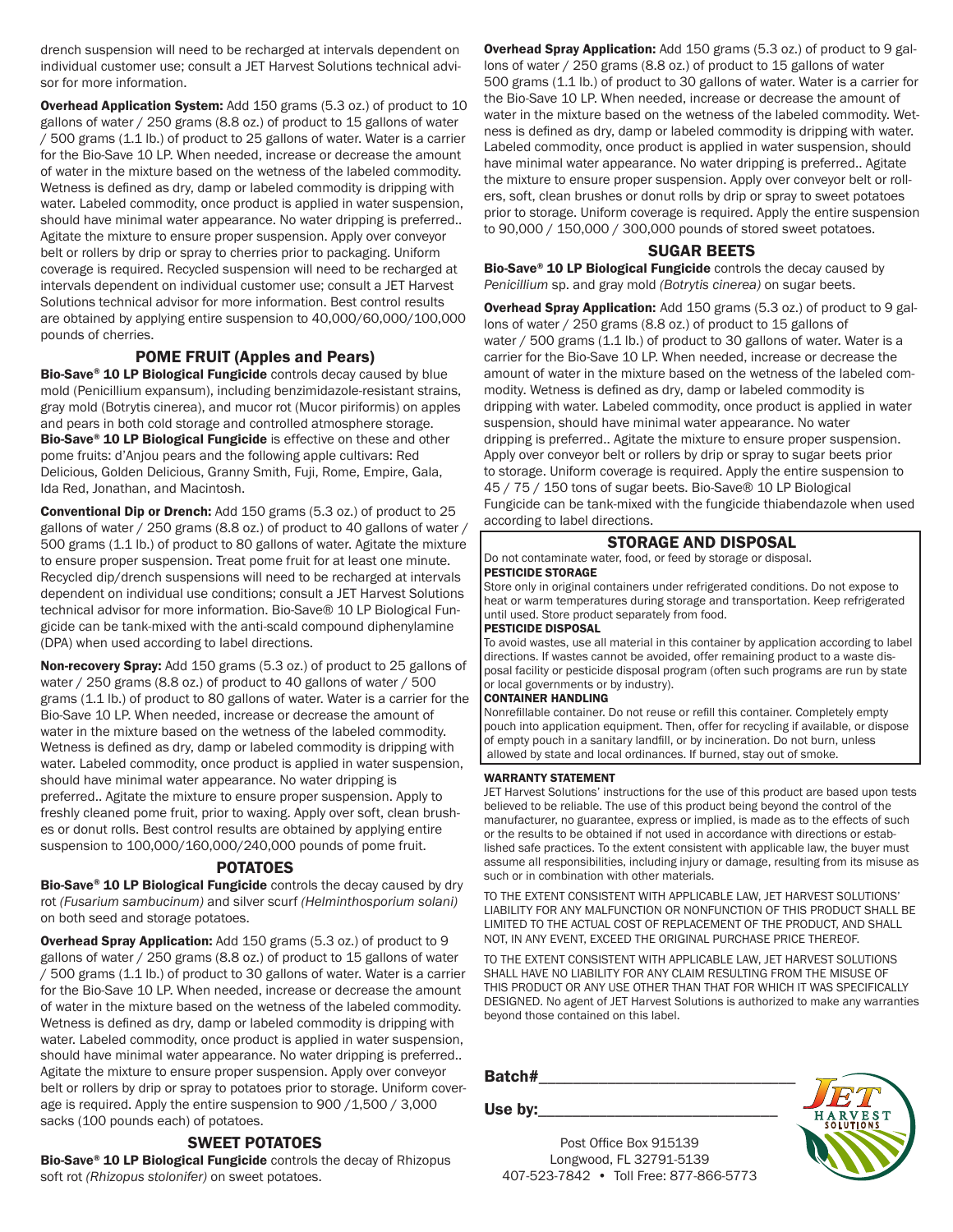drench suspension will need to be recharged at intervals dependent on individual customer use; consult a JET Harvest Solutions technical advisor for more information.

**Overhead Application System:** Add 150 grams (5.3 oz.) of product to 10 gallons of water / 250 grams (8.8 oz.) of product to 15 gallons of water / 500 grams (1.1 lb.) of product to 25 gallons of water. Water is a carrier for the Bio-Save 10 LP. When needed, increase or decrease the amount of water in the mixture based on the wetness of the labeled commodity. Wetness is defined as dry, damp or labeled commodity is dripping with water. Labeled commodity, once product is applied in water suspension, should have minimal water appearance. No water dripping is preferred.. Agitate the mixture to ensure proper suspension. Apply over conveyor belt or rollers by drip or spray to cherries prior to packaging. Uniform coverage is required. Recycled suspension will need to be recharged at intervals dependent on individual customer use; consult a JET Harvest Solutions technical advisor for more information. Best control results are obtained by applying entire suspension to 40,000/60,000/100,000 pounds of cherries.

## POME FRUIT (Apples and Pears)

**Bio-Save® 10 LP Biological Fungicide** controls decay caused by blue mold (Penicillium expansum), including benzimidazole-resistant strains, gray mold (Botrytis cinerea), and mucor rot (Mucor piriformis) on apples and pears in both cold storage and controlled atmosphere storage. **Bio-Save® 10 LP Biological Fungicide** is effective on these and other pome fruits: d'Anjou pears and the following apple cultivars: Red Delicious, Golden Delicious, Granny Smith, Fuji, Rome, Empire, Gala, Ida Red, Jonathan, and Macintosh.

**Conventional Dip or Drench:** Add 150 grams (5.3 oz.) of product to 25 gallons of water / 250 grams (8.8 oz.) of product to 40 gallons of water / 500 grams (1.1 lb.) of product to 80 gallons of water. Agitate the mixture to ensure proper suspension. Treat pome fruit for at least one minute. Recycled dip/drench suspensions will need to be recharged at intervals dependent on individual use conditions; consult a JET Harvest Solutions technical advisor for more information. Bio-Save® 10 LP Biological Fungicide can be tank-mixed with the anti-scald compound diphenylamine (DPA) when used according to label directions.

**Non-recovery Spray:** Add 150 grams (5.3 oz.) of product to 25 gallons of water / 250 grams (8.8 oz.) of product to 40 gallons of water / 500 grams (1.1 lb.) of product to 80 gallons of water. Water is a carrier for the Bio-Save 10 LP. When needed, increase or decrease the amount of water in the mixture based on the wetness of the labeled commodity. Wetness is defined as dry, damp or labeled commodity is dripping with water. Labeled commodity, once product is applied in water suspension, should have minimal water appearance. No water dripping is preferred.. Agitate the mixture to ensure proper suspension. Apply to freshly cleaned pome fruit, prior to waxing. Apply over soft, clean brushes or donut rolls. Best control results are obtained by applying entire suspension to 100,000/160,000/240,000 pounds of pome fruit.

## POTATOES

**Bio-Save® 10 LP Biological Fungicide** controls the decay caused by dry rot *(Fusarium sambucinum)* and silver scurf *(Helminthosporium solani)* on both seed and storage potatoes.

**Overhead Spray Application:** Add 150 grams (5.3 oz.) of product to 9 gallons of water / 250 grams (8.8 oz.) of product to 15 gallons of water / 500 grams (1.1 lb.) of product to 30 gallons of water. Water is a carrier for the Bio-Save 10 LP. When needed, increase or decrease the amount of water in the mixture based on the wetness of the labeled commodity. Wetness is defined as dry, damp or labeled commodity is dripping with water. Labeled commodity, once product is applied in water suspension, should have minimal water appearance. No water dripping is preferred.. Agitate the mixture to ensure proper suspension. Apply over conveyor belt or rollers by drip or spray to potatoes prior to storage. Uniform coverage is required. Apply the entire suspension to 900 /1,500 / 3,000 sacks (100 pounds each) of potatoes.

## SWEET POTATOES

**Bio-Save® 10 LP Biological Fungicide** controls the decay of Rhizopus soft rot *(Rhizopus stolonifer)* on sweet potatoes.

**Overhead Spray Application:** Add 150 grams (5.3 oz.) of product to 9 gallons of water / 250 grams (8.8 oz.) of product to 15 gallons of water 500 grams (1.1 lb.) of product to 30 gallons of water. Water is a carrier for the Bio-Save 10 LP. When needed, increase or decrease the amount of water in the mixture based on the wetness of the labeled commodity. Wetness is defined as dry, damp or labeled commodity is dripping with water. Labeled commodity, once product is applied in water suspension, should have minimal water appearance. No water dripping is preferred.. Agitate the mixture to ensure proper suspension. Apply over conveyor belt or rollers, soft, clean brushes or donut rolls by drip or spray to sweet potatoes prior to storage. Uniform coverage is required. Apply the entire suspension to 90,000 / 150,000 / 300,000 pounds of stored sweet potatoes.

## SUGAR BEETS

**Bio-Save® 10 LP Biological Fungicide** controls the decay caused by *Penicillium* sp. and gray mold *(Botrytis cinerea)* on sugar beets.

**Overhead Spray Application:** Add 150 grams (5.3 oz.) of product to 9 gallons of water / 250 grams (8.8 oz.) of product to 15 gallons of water / 500 grams (1.1 lb.) of product to 30 gallons of water. Water is a carrier for the Bio-Save 10 LP. When needed, increase or decrease the amount of water in the mixture based on the wetness of the labeled commodity. Wetness is defined as dry, damp or labeled commodity is dripping with water. Labeled commodity, once product is applied in water suspension, should have minimal water appearance. No water dripping is preferred.. Agitate the mixture to ensure proper suspension. Apply over conveyor belt or rollers by drip or spray to sugar beets prior to storage. Uniform coverage is required. Apply the entire suspension to 45 / 75 / 150 tons of sugar beets. Bio-Save® 10 LP Biological Fungicide can be tank-mixed with the fungicide thiabendazole when used according to label directions.

## STORAGE AND DISPOSAL

Do not contaminate water, food, or feed by storage or disposal.

**PESTICIDE STORAGE**

Store only in original containers under refrigerated conditions. Do not expose to heat or warm temperatures during storage and transportation. Keep refrigerated until used. Store product separately from food.

**PESTICIDE DISPOSAL**

To avoid wastes, use all material in this container by application according to label directions. If wastes cannot be avoided, offer remaining product to a waste disposal facility or pesticide disposal program (often such programs are run by state or local governments or by industry).

**CONTAINER HANDLING**

Nonrefillable container. Do not reuse or refill this container. Completely empty pouch into application equipment. Then, offer for recycling if available, or dispose of empty pouch in a sanitary landfill, or by incineration. Do not burn, unless allowed by state and local ordinances. If burned, stay out of smoke.

**WARRANTY STATEMENT**

JET Harvest Solutions' instructions for the use of this product are based upon tests believed to be reliable. The use of this product being beyond the control of the manufacturer, no guarantee, express or implied, is made as to the effects of such or the results to be obtained if not used in accordance with directions or established safe practices. To the extent consistent with applicable law, the buyer must assume all responsibilities, including injury or damage, resulting from its misuse as such or in combination with other materials.

TO THE EXTENT CONSISTENT WITH APPLICABLE LAW, JET HARVEST SOLUTIONS' LIABILITY FOR ANY MALFUNCTION OR NONFUNCTION OF THIS PRODUCT SHALL BE LIMITED TO THE ACTUAL COST OF REPLACEMENT OF THE PRODUCT, AND SHALL NOT, IN ANY EVENT, EXCEED THE ORIGINAL PURCHASE PRICE THEREOF.

TO THE EXTENT CONSISTENT WITH APPLICABLE LAW, JET HARVEST SOLUTIONS SHALL HAVE NO LIABILITY FOR ANY CLAIM RESULTING FROM THE MISUSE OF THIS PRODUCT OR ANY USE OTHER THAN THAT FOR WHICH IT WAS SPECIFICALLY DESIGNED. No agent of JET Harvest Solutions is authorized to make any warranties beyond those contained on this label.

**Batch#**_____________________________

**Use by:**____________________________

JET HARVEST SOLUTIONS

Post Office Box 915139
Longwood, FL 32791-5139
407-523-7842 • Toll Free: 877-866-5773